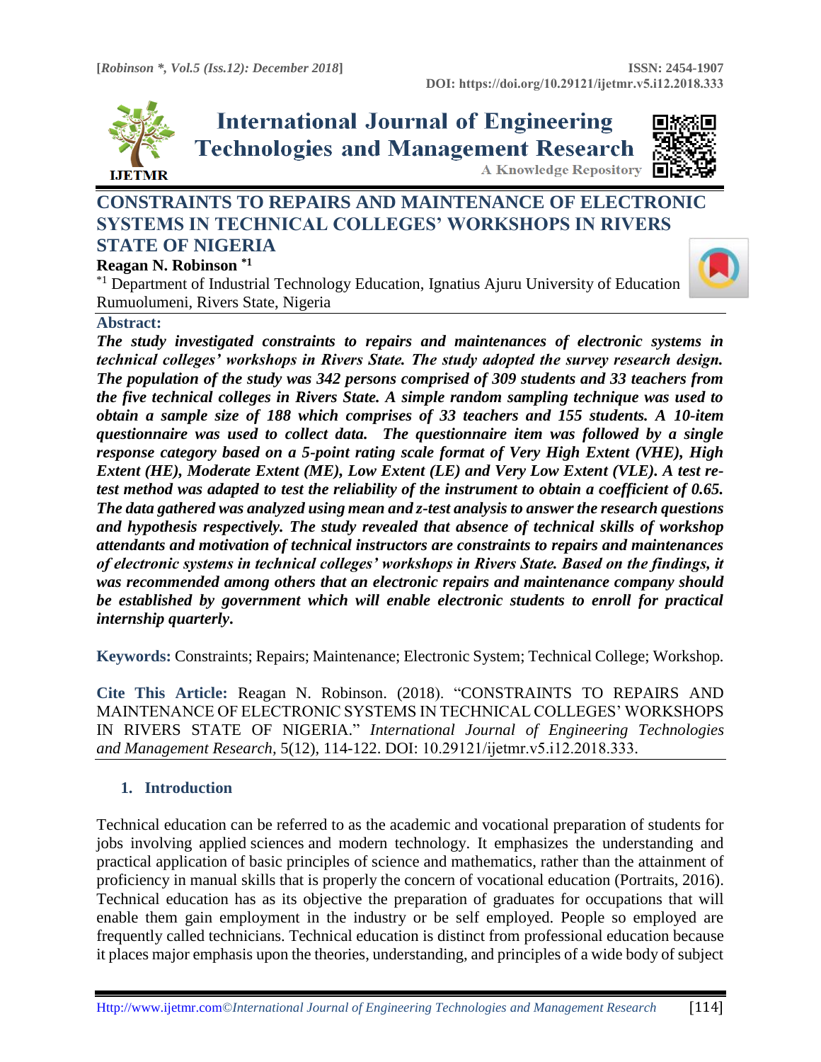# CONSTRAINTS TO REPAIRS AND MAINTENANCE OF ELECTRONIC SYSTEMS IN TECHNICAL COLLEGES' WORKSHOPS IN RIVERS STATE OF NIGERIA

**Reagan N. Robinson** [*1]

[*1] Department of Industrial Technology Education, Ignatius Ajuru University of Education Rumuolumeni, Rivers State, Nigeria

**Abstract:**

***The study investigated constraints to repairs and maintenances of electronic systems in technical colleges' workshops in Rivers State. The study adopted the survey research design. The population of the study was 342 persons comprised of 309 students and 33 teachers from the five technical colleges in Rivers State. A simple random sampling technique was used to obtain a sample size of 188 which comprises of 33 teachers and 155 students. A 10-item questionnaire was used to collect data. The questionnaire item was followed by a single response category based on a 5-point rating scale format of Very High Extent (VHE), High Extent (HE), Moderate Extent (ME), Low Extent (LE) and Very Low Extent (VLE). A test re-test method was adapted to test the reliability of the instrument to obtain a coefficient of 0.65. The data gathered was analyzed using mean and z-test analysis to answer the research questions and hypothesis respectively. The study revealed that absence of technical skills of workshop attendants and motivation of technical instructors are constraints to repairs and maintenances of electronic systems in technical colleges' workshops in Rivers State. Based on the findings, it was recommended among others that an electronic repairs and maintenance company should be established by government which will enable electronic students to enroll for practical internship quarterly.***

**Keywords:** Constraints; Repairs; Maintenance; Electronic System; Technical College; Workshop.

**Cite This Article:** Reagan N. Robinson. (2018). "CONSTRAINTS TO REPAIRS AND MAINTENANCE OF ELECTRONIC SYSTEMS IN TECHNICAL COLLEGES' WORKSHOPS IN RIVERS STATE OF NIGERIA." *International Journal of Engineering Technologies and Management Research,* 5(12), 114-122. DOI: 10.29121/ijetmr.v5.i12.2018.333.

## 1. Introduction

Technical education can be referred to as the academic and vocational preparation of students for jobs involving applied sciences and modern technology. It emphasizes the understanding and practical application of basic principles of science and mathematics, rather than the attainment of proficiency in manual skills that is properly the concern of vocational education (Portraits, 2016). Technical education has as its objective the preparation of graduates for occupations that will enable them gain employment in the industry or be self employed. People so employed are frequently called technicians. Technical education is distinct from professional education because it places major emphasis upon the theories, understanding, and principles of a wide body of subject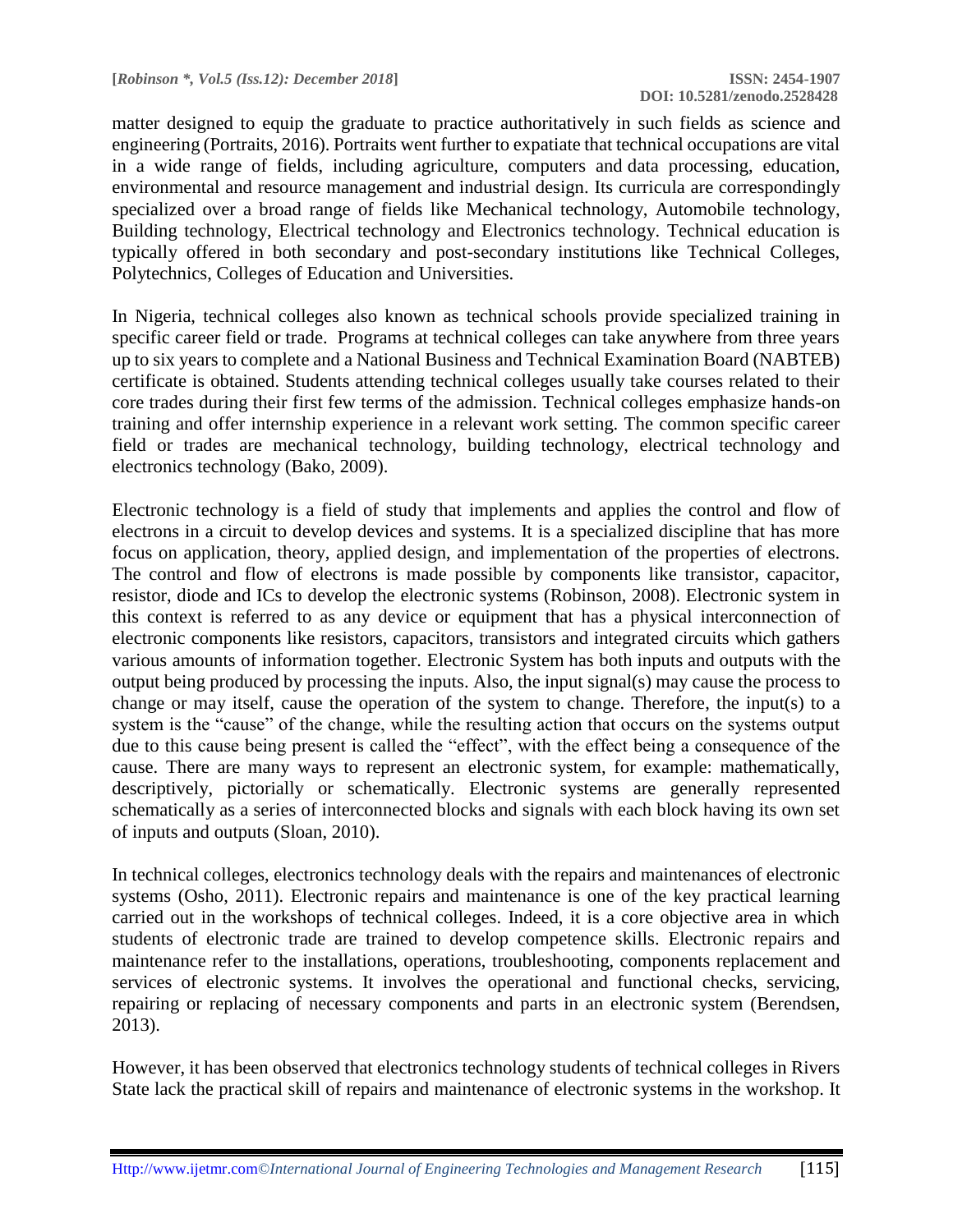matter designed to equip the graduate to practice authoritatively in such fields as science and engineering (Portraits, 2016). Portraits went further to expatiate that technical occupations are vital in a wide range of fields, including agriculture, computers and data processing, education, environmental and resource management and industrial design. Its curricula are correspondingly specialized over a broad range of fields like Mechanical technology, Automobile technology, Building technology, Electrical technology and Electronics technology. Technical education is typically offered in both secondary and post-secondary institutions like Technical Colleges, Polytechnics, Colleges of Education and Universities.

In Nigeria, technical colleges also known as technical schools provide specialized training in specific career field or trade. Programs at technical colleges can take anywhere from three years up to six years to complete and a National Business and Technical Examination Board (NABTEB) certificate is obtained. Students attending technical colleges usually take courses related to their core trades during their first few terms of the admission. Technical colleges emphasize hands-on training and offer internship experience in a relevant work setting. The common specific career field or trades are mechanical technology, building technology, electrical technology and electronics technology (Bako, 2009).

Electronic technology is a field of study that implements and applies the control and flow of electrons in a circuit to develop devices and systems. It is a specialized discipline that has more focus on application, theory, applied design, and implementation of the properties of electrons. The control and flow of electrons is made possible by components like transistor, capacitor, resistor, diode and ICs to develop the electronic systems (Robinson, 2008). Electronic system in this context is referred to as any device or equipment that has a physical interconnection of electronic components like resistors, capacitors, transistors and integrated circuits which gathers various amounts of information together. Electronic System has both inputs and outputs with the output being produced by processing the inputs. Also, the input signal(s) may cause the process to change or may itself, cause the operation of the system to change. Therefore, the input(s) to a system is the "cause" of the change, while the resulting action that occurs on the systems output due to this cause being present is called the "effect", with the effect being a consequence of the cause. There are many ways to represent an electronic system, for example: mathematically, descriptively, pictorially or schematically. Electronic systems are generally represented schematically as a series of interconnected blocks and signals with each block having its own set of inputs and outputs (Sloan, 2010).

In technical colleges, electronics technology deals with the repairs and maintenances of electronic systems (Osho, 2011). Electronic repairs and maintenance is one of the key practical learning carried out in the workshops of technical colleges. Indeed, it is a core objective area in which students of electronic trade are trained to develop competence skills. Electronic repairs and maintenance refer to the installations, operations, troubleshooting, components replacement and services of electronic systems. It involves the operational and functional checks, servicing, repairing or replacing of necessary components and parts in an electronic system (Berendsen, 2013).

However, it has been observed that electronics technology students of technical colleges in Rivers State lack the practical skill of repairs and maintenance of electronic systems in the workshop. It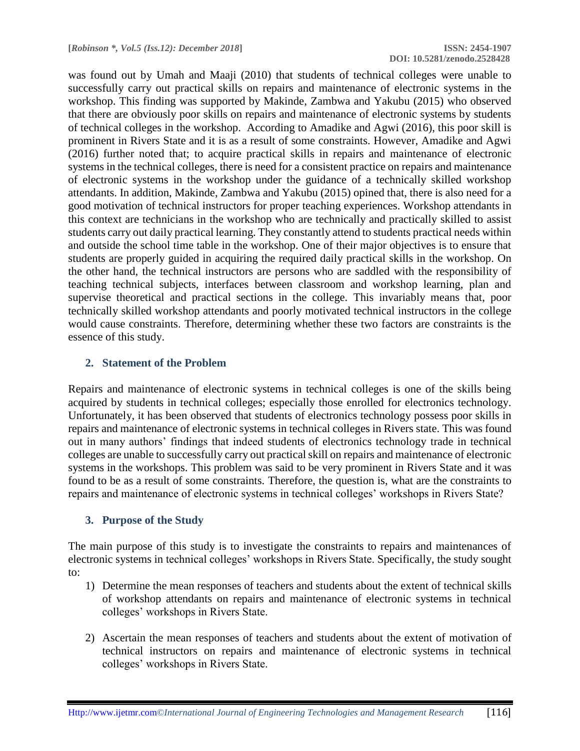was found out by Umah and Maaji (2010) that students of technical colleges were unable to successfully carry out practical skills on repairs and maintenance of electronic systems in the workshop. This finding was supported by Makinde, Zambwa and Yakubu (2015) who observed that there are obviously poor skills on repairs and maintenance of electronic systems by students of technical colleges in the workshop. According to Amadike and Agwi (2016), this poor skill is prominent in Rivers State and it is as a result of some constraints. However, Amadike and Agwi (2016) further noted that; to acquire practical skills in repairs and maintenance of electronic systems in the technical colleges, there is need for a consistent practice on repairs and maintenance of electronic systems in the workshop under the guidance of a technically skilled workshop attendants. In addition, Makinde, Zambwa and Yakubu (2015) opined that, there is also need for a good motivation of technical instructors for proper teaching experiences. Workshop attendants in this context are technicians in the workshop who are technically and practically skilled to assist students carry out daily practical learning. They constantly attend to students practical needs within and outside the school time table in the workshop. One of their major objectives is to ensure that students are properly guided in acquiring the required daily practical skills in the workshop. On the other hand, the technical instructors are persons who are saddled with the responsibility of teaching technical subjects, interfaces between classroom and workshop learning, plan and supervise theoretical and practical sections in the college. This invariably means that, poor technically skilled workshop attendants and poorly motivated technical instructors in the college would cause constraints. Therefore, determining whether these two factors are constraints is the essence of this study.

## 2. Statement of the Problem

Repairs and maintenance of electronic systems in technical colleges is one of the skills being acquired by students in technical colleges; especially those enrolled for electronics technology. Unfortunately, it has been observed that students of electronics technology possess poor skills in repairs and maintenance of electronic systems in technical colleges in Rivers state. This was found out in many authors' findings that indeed students of electronics technology trade in technical colleges are unable to successfully carry out practical skill on repairs and maintenance of electronic systems in the workshops. This problem was said to be very prominent in Rivers State and it was found to be as a result of some constraints. Therefore, the question is, what are the constraints to repairs and maintenance of electronic systems in technical colleges' workshops in Rivers State?

## 3. Purpose of the Study

The main purpose of this study is to investigate the constraints to repairs and maintenances of electronic systems in technical colleges' workshops in Rivers State. Specifically, the study sought to:

1) Determine the mean responses of teachers and students about the extent of technical skills of workshop attendants on repairs and maintenance of electronic systems in technical colleges' workshops in Rivers State.

2) Ascertain the mean responses of teachers and students about the extent of motivation of technical instructors on repairs and maintenance of electronic systems in technical colleges' workshops in Rivers State.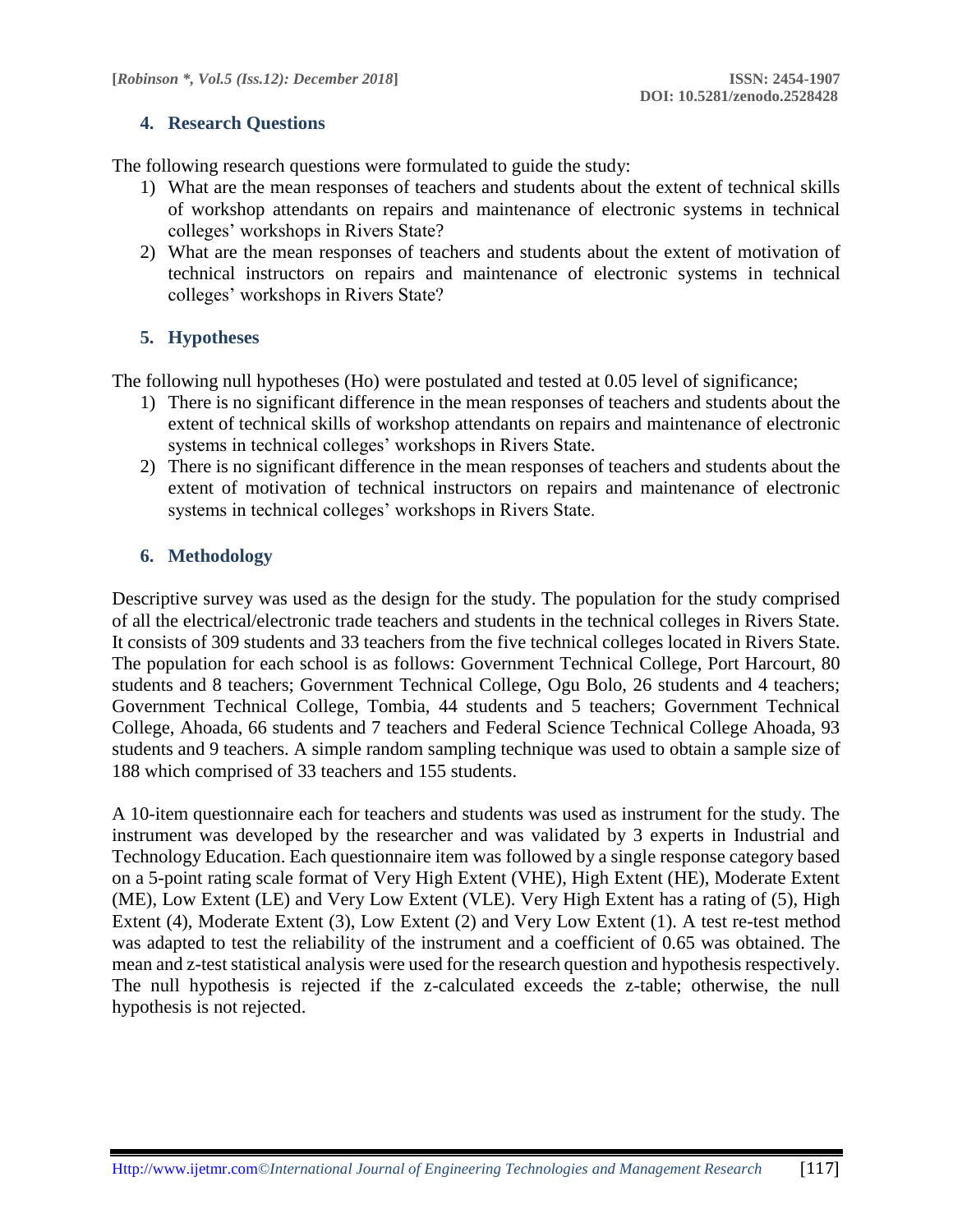## 4. Research Questions

The following research questions were formulated to guide the study:

1) What are the mean responses of teachers and students about the extent of technical skills of workshop attendants on repairs and maintenance of electronic systems in technical colleges' workshops in Rivers State?
2) What are the mean responses of teachers and students about the extent of motivation of technical instructors on repairs and maintenance of electronic systems in technical colleges' workshops in Rivers State?

## 5. Hypotheses

The following null hypotheses (Ho) were postulated and tested at 0.05 level of significance;

1) There is no significant difference in the mean responses of teachers and students about the extent of technical skills of workshop attendants on repairs and maintenance of electronic systems in technical colleges' workshops in Rivers State.
2) There is no significant difference in the mean responses of teachers and students about the extent of motivation of technical instructors on repairs and maintenance of electronic systems in technical colleges' workshops in Rivers State.

## 6. Methodology

Descriptive survey was used as the design for the study. The population for the study comprised of all the electrical/electronic trade teachers and students in the technical colleges in Rivers State. It consists of 309 students and 33 teachers from the five technical colleges located in Rivers State. The population for each school is as follows: Government Technical College, Port Harcourt, 80 students and 8 teachers; Government Technical College, Ogu Bolo, 26 students and 4 teachers; Government Technical College, Tombia, 44 students and 5 teachers; Government Technical College, Ahoada, 66 students and 7 teachers and Federal Science Technical College Ahoada, 93 students and 9 teachers. A simple random sampling technique was used to obtain a sample size of 188 which comprised of 33 teachers and 155 students.

A 10-item questionnaire each for teachers and students was used as instrument for the study. The instrument was developed by the researcher and was validated by 3 experts in Industrial and Technology Education. Each questionnaire item was followed by a single response category based on a 5-point rating scale format of Very High Extent (VHE), High Extent (HE), Moderate Extent (ME), Low Extent (LE) and Very Low Extent (VLE). Very High Extent has a rating of (5), High Extent (4), Moderate Extent (3), Low Extent (2) and Very Low Extent (1). A test re-test method was adapted to test the reliability of the instrument and a coefficient of 0.65 was obtained. The mean and z-test statistical analysis were used for the research question and hypothesis respectively. The null hypothesis is rejected if the z-calculated exceeds the z-table; otherwise, the null hypothesis is not rejected.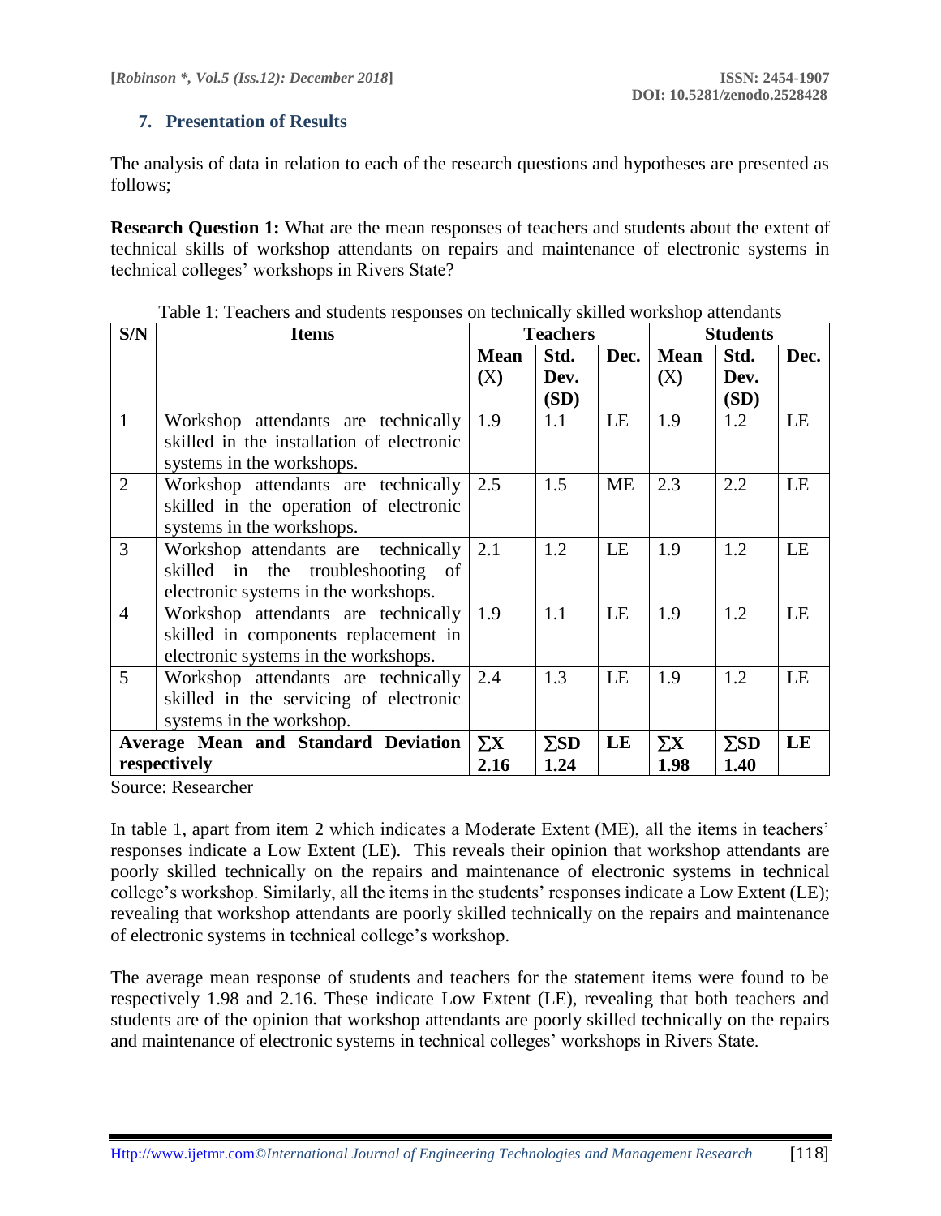## 7. Presentation of Results

The analysis of data in relation to each of the research questions and hypotheses are presented as follows;

**Research Question 1:** What are the mean responses of teachers and students about the extent of technical skills of workshop attendants on repairs and maintenance of electronic systems in technical colleges' workshops in Rivers State?

Table 1: Teachers and students responses on technically skilled workshop attendants

| S/N | Items | Teachers | | | Students | | |
|---|---|---|---|---|---|---|---|
| | | **Mean (X)** | **Std. Dev. (SD)** | **Dec.** | **Mean (X)** | **Std. Dev. (SD)** | **Dec.** |
| 1 | Workshop attendants are technically skilled in the installation of electronic systems in the workshops. | 1.9 | 1.1 | LE | 1.9 | 1.2 | LE |
| 2 | Workshop attendants are technically skilled in the operation of electronic systems in the workshops. | 2.5 | 1.5 | ME | 2.3 | 2.2 | LE |
| 3 | Workshop attendants are technically skilled in the troubleshooting of electronic systems in the workshops. | 2.1 | 1.2 | LE | 1.9 | 1.2 | LE |
| 4 | Workshop attendants are technically skilled in components replacement in electronic systems in the workshops. | 1.9 | 1.1 | LE | 1.9 | 1.2 | LE |
| 5 | Workshop attendants are technically skilled in the servicing of electronic systems in the workshop. | 2.4 | 1.3 | LE | 1.9 | 1.2 | LE |
| **Average Mean and Standard Deviation respectively** | | **∑X 2.16** | **∑SD 1.24** | **LE** | **∑X 1.98** | **∑SD 1.40** | **LE** |

Source: Researcher

In table 1, apart from item 2 which indicates a Moderate Extent (ME), all the items in teachers' responses indicate a Low Extent (LE). This reveals their opinion that workshop attendants are poorly skilled technically on the repairs and maintenance of electronic systems in technical college's workshop. Similarly, all the items in the students' responses indicate a Low Extent (LE); revealing that workshop attendants are poorly skilled technically on the repairs and maintenance of electronic systems in technical college's workshop.

The average mean response of students and teachers for the statement items were found to be respectively 1.98 and 2.16. These indicate Low Extent (LE), revealing that both teachers and students are of the opinion that workshop attendants are poorly skilled technically on the repairs and maintenance of electronic systems in technical colleges' workshops in Rivers State.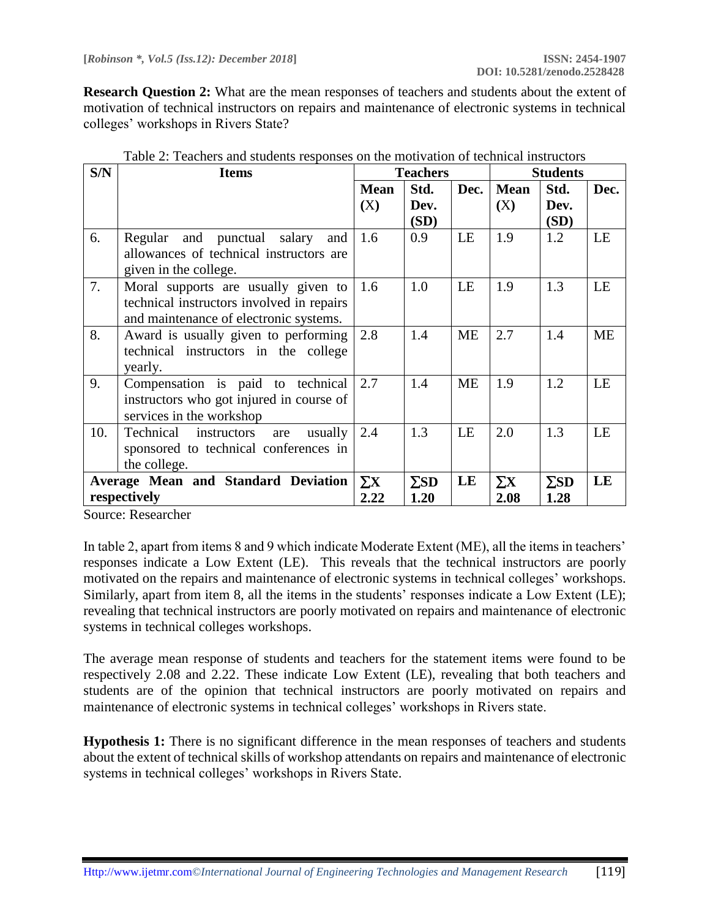**Research Question 2:** What are the mean responses of teachers and students about the extent of motivation of technical instructors on repairs and maintenance of electronic systems in technical colleges' workshops in Rivers State?

Table 2: Teachers and students responses on the motivation of technical instructors

| S/N | Items | Teachers | | | Students | | |
|---|---|---|---|---|---|---|---|
| | | Mean (X) | Std. Dev. (SD) | Dec. | Mean (X) | Std. Dev. (SD) | Dec. |
| 6. | Regular and punctual salary and allowances of technical instructors are given in the college. | 1.6 | 0.9 | LE | 1.9 | 1.2 | LE |
| 7. | Moral supports are usually given to technical instructors involved in repairs and maintenance of electronic systems. | 1.6 | 1.0 | LE | 1.9 | 1.3 | LE |
| 8. | Award is usually given to performing technical instructors in the college yearly. | 2.8 | 1.4 | ME | 2.7 | 1.4 | ME |
| 9. | Compensation is paid to technical instructors who got injured in course of services in the workshop | 2.7 | 1.4 | ME | 1.9 | 1.2 | LE |
| 10. | Technical instructors are usually sponsored to technical conferences in the college. | 2.4 | 1.3 | LE | 2.0 | 1.3 | LE |
| **Average Mean and Standard Deviation respectively** | | **∑X 2.22** | **∑SD 1.20** | **LE** | **∑X 2.08** | **∑SD 1.28** | **LE** |

Source: Researcher

In table 2, apart from items 8 and 9 which indicate Moderate Extent (ME), all the items in teachers' responses indicate a Low Extent (LE). This reveals that the technical instructors are poorly motivated on the repairs and maintenance of electronic systems in technical colleges' workshops. Similarly, apart from item 8, all the items in the students' responses indicate a Low Extent (LE); revealing that technical instructors are poorly motivated on repairs and maintenance of electronic systems in technical colleges workshops.

The average mean response of students and teachers for the statement items were found to be respectively 2.08 and 2.22. These indicate Low Extent (LE), revealing that both teachers and students are of the opinion that technical instructors are poorly motivated on repairs and maintenance of electronic systems in technical colleges' workshops in Rivers state.

**Hypothesis 1:** There is no significant difference in the mean responses of teachers and students about the extent of technical skills of workshop attendants on repairs and maintenance of electronic systems in technical colleges' workshops in Rivers State.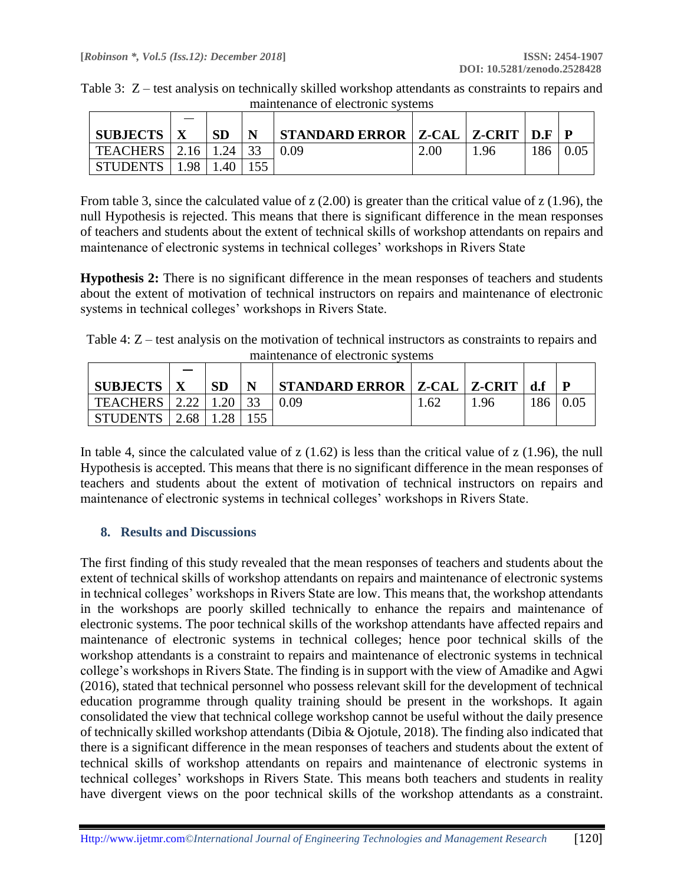Table 3: Z – test analysis on technically skilled workshop attendants as constraints to repairs and maintenance of electronic systems

| SUBJECTS | $\bar{X}$ | SD | N | STANDARD ERROR | Z-CAL | Z-CRIT | D.F | P |
|---|---|---|---|---|---|---|---|---|
| TEACHERS | 2.16 | 1.24 | 33 | 0.09 | 2.00 | 1.96 | 186 | 0.05 |
| STUDENTS | 1.98 | 1.40 | 155 | | | | | |

From table 3, since the calculated value of z (2.00) is greater than the critical value of z (1.96), the null Hypothesis is rejected. This means that there is significant difference in the mean responses of teachers and students about the extent of technical skills of workshop attendants on repairs and maintenance of electronic systems in technical colleges' workshops in Rivers State

**Hypothesis 2:** There is no significant difference in the mean responses of teachers and students about the extent of motivation of technical instructors on repairs and maintenance of electronic systems in technical colleges' workshops in Rivers State.

Table 4: Z – test analysis on the motivation of technical instructors as constraints to repairs and maintenance of electronic systems

| SUBJECTS | $\bar{X}$ | SD | N | STANDARD ERROR | Z-CAL | Z-CRIT | d.f | P |
|---|---|---|---|---|---|---|---|---|
| TEACHERS | 2.22 | 1.20 | 33 | 0.09 | 1.62 | 1.96 | 186 | 0.05 |
| STUDENTS | 2.68 | 1.28 | 155 | | | | | |

In table 4, since the calculated value of z (1.62) is less than the critical value of z (1.96), the null Hypothesis is accepted. This means that there is no significant difference in the mean responses of teachers and students about the extent of motivation of technical instructors on repairs and maintenance of electronic systems in technical colleges' workshops in Rivers State.

## 8. Results and Discussions

The first finding of this study revealed that the mean responses of teachers and students about the extent of technical skills of workshop attendants on repairs and maintenance of electronic systems in technical colleges' workshops in Rivers State are low. This means that, the workshop attendants in the workshops are poorly skilled technically to enhance the repairs and maintenance of electronic systems. The poor technical skills of the workshop attendants have affected repairs and maintenance of electronic systems in technical colleges; hence poor technical skills of the workshop attendants is a constraint to repairs and maintenance of electronic systems in technical college's workshops in Rivers State. The finding is in support with the view of Amadike and Agwi (2016), stated that technical personnel who possess relevant skill for the development of technical education programme through quality training should be present in the workshops. It again consolidated the view that technical college workshop cannot be useful without the daily presence of technically skilled workshop attendants (Dibia & Ojotule, 2018). The finding also indicated that there is a significant difference in the mean responses of teachers and students about the extent of technical skills of workshop attendants on repairs and maintenance of electronic systems in technical colleges' workshops in Rivers State. This means both teachers and students in reality have divergent views on the poor technical skills of the workshop attendants as a constraint.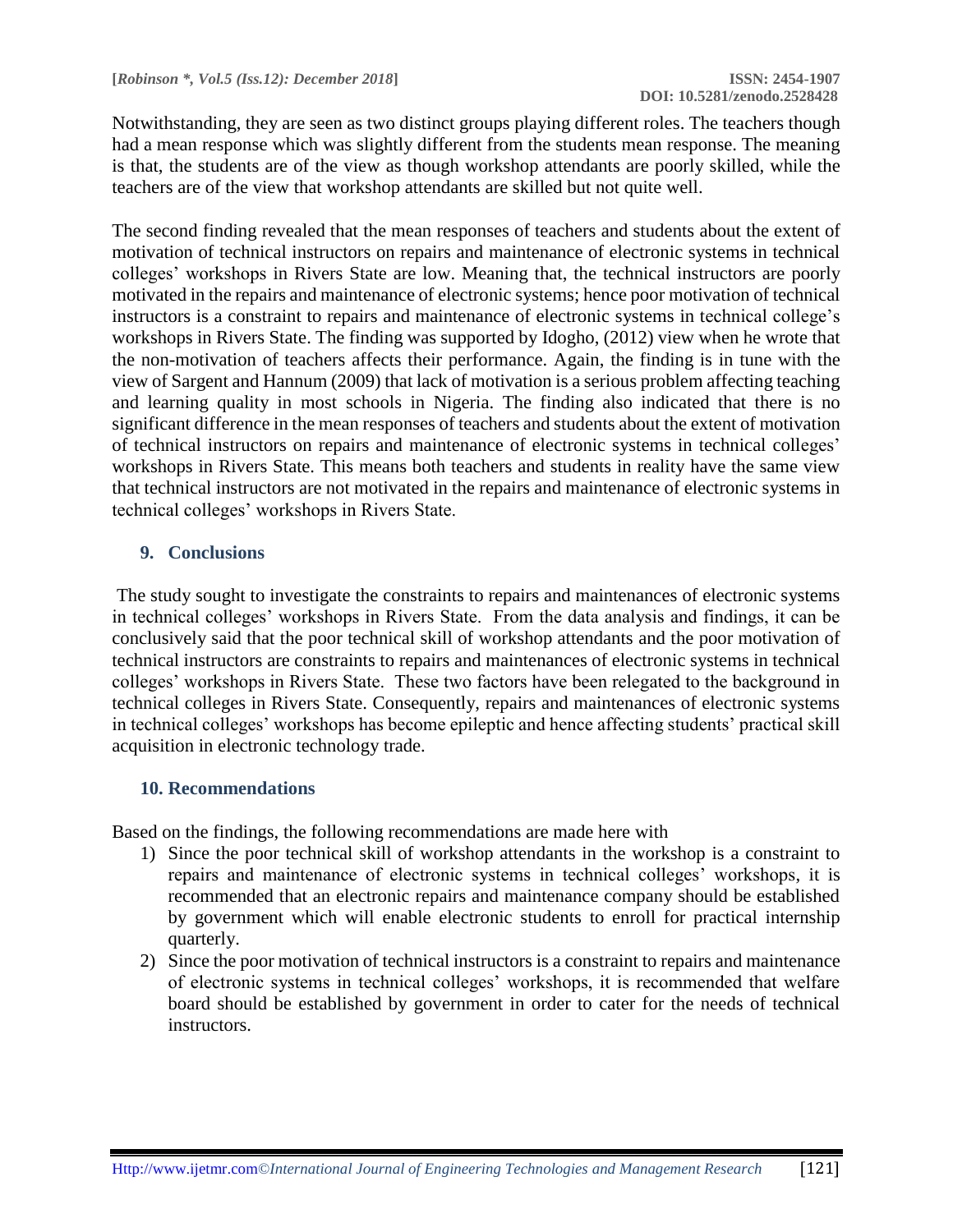Notwithstanding, they are seen as two distinct groups playing different roles. The teachers though had a mean response which was slightly different from the students mean response. The meaning is that, the students are of the view as though workshop attendants are poorly skilled, while the teachers are of the view that workshop attendants are skilled but not quite well.

The second finding revealed that the mean responses of teachers and students about the extent of motivation of technical instructors on repairs and maintenance of electronic systems in technical colleges' workshops in Rivers State are low. Meaning that, the technical instructors are poorly motivated in the repairs and maintenance of electronic systems; hence poor motivation of technical instructors is a constraint to repairs and maintenance of electronic systems in technical college's workshops in Rivers State. The finding was supported by Idogho, (2012) view when he wrote that the non-motivation of teachers affects their performance. Again, the finding is in tune with the view of Sargent and Hannum (2009) that lack of motivation is a serious problem affecting teaching and learning quality in most schools in Nigeria. The finding also indicated that there is no significant difference in the mean responses of teachers and students about the extent of motivation of technical instructors on repairs and maintenance of electronic systems in technical colleges' workshops in Rivers State. This means both teachers and students in reality have the same view that technical instructors are not motivated in the repairs and maintenance of electronic systems in technical colleges' workshops in Rivers State.

## 9. Conclusions

The study sought to investigate the constraints to repairs and maintenances of electronic systems in technical colleges' workshops in Rivers State. From the data analysis and findings, it can be conclusively said that the poor technical skill of workshop attendants and the poor motivation of technical instructors are constraints to repairs and maintenances of electronic systems in technical colleges' workshops in Rivers State. These two factors have been relegated to the background in technical colleges in Rivers State. Consequently, repairs and maintenances of electronic systems in technical colleges' workshops has become epileptic and hence affecting students' practical skill acquisition in electronic technology trade.

## 10. Recommendations

Based on the findings, the following recommendations are made here with

1) Since the poor technical skill of workshop attendants in the workshop is a constraint to repairs and maintenance of electronic systems in technical colleges' workshops, it is recommended that an electronic repairs and maintenance company should be established by government which will enable electronic students to enroll for practical internship quarterly.
2) Since the poor motivation of technical instructors is a constraint to repairs and maintenance of electronic systems in technical colleges' workshops, it is recommended that welfare board should be established by government in order to cater for the needs of technical instructors.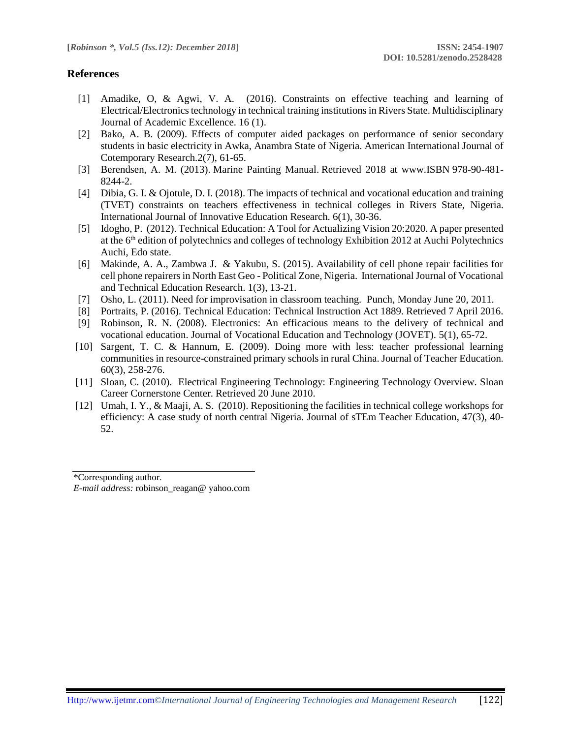## References

[1] Amadike, O, & Agwi, V. A. (2016). Constraints on effective teaching and learning of Electrical/Electronics technology in technical training institutions in Rivers State. Multidisciplinary Journal of Academic Excellence. 16 (1).

[2] Bako, A. B. (2009). Effects of computer aided packages on performance of senior secondary students in basic electricity in Awka, Anambra State of Nigeria. American International Journal of Cotemporary Research.2(7), 61-65.

[3] Berendsen, A. M. (2013). Marine Painting Manual. Retrieved 2018 at www.ISBN 978-90-481-8244-2.

[4] Dibia, G. I. & Ojotule, D. I. (2018). The impacts of technical and vocational education and training (TVET) constraints on teachers effectiveness in technical colleges in Rivers State, Nigeria. International Journal of Innovative Education Research. 6(1), 30-36.

[5] Idogho, P. (2012). Technical Education: A Tool for Actualizing Vision 20:2020. A paper presented at the 6th edition of polytechnics and colleges of technology Exhibition 2012 at Auchi Polytechnics Auchi, Edo state.

[6] Makinde, A. A., Zambwa J. & Yakubu, S. (2015). Availability of cell phone repair facilities for cell phone repairers in North East Geo - Political Zone, Nigeria. International Journal of Vocational and Technical Education Research. 1(3), 13-21.

[7] Osho, L. (2011). Need for improvisation in classroom teaching. Punch, Monday June 20, 2011.

[8] Portraits, P. (2016). Technical Education: Technical Instruction Act 1889. Retrieved 7 April 2016.

[9] Robinson, R. N. (2008). Electronics: An efficacious means to the delivery of technical and vocational education. Journal of Vocational Education and Technology (JOVET). 5(1), 65-72.

[10] Sargent, T. C. & Hannum, E. (2009). Doing more with less: teacher professional learning communities in resource-constrained primary schools in rural China. Journal of Teacher Education. 60(3), 258-276.

[11] Sloan, C. (2010). Electrical Engineering Technology: Engineering Technology Overview. Sloan Career Cornerstone Center. Retrieved 20 June 2010.

[12] Umah, I. Y., & Maaji, A. S. (2010). Repositioning the facilities in technical college workshops for efficiency: A case study of north central Nigeria. Journal of sTEm Teacher Education, 47(3), 40-52.

---

*Corresponding author.
*E-mail address:* robinson_reagan@ yahoo.com